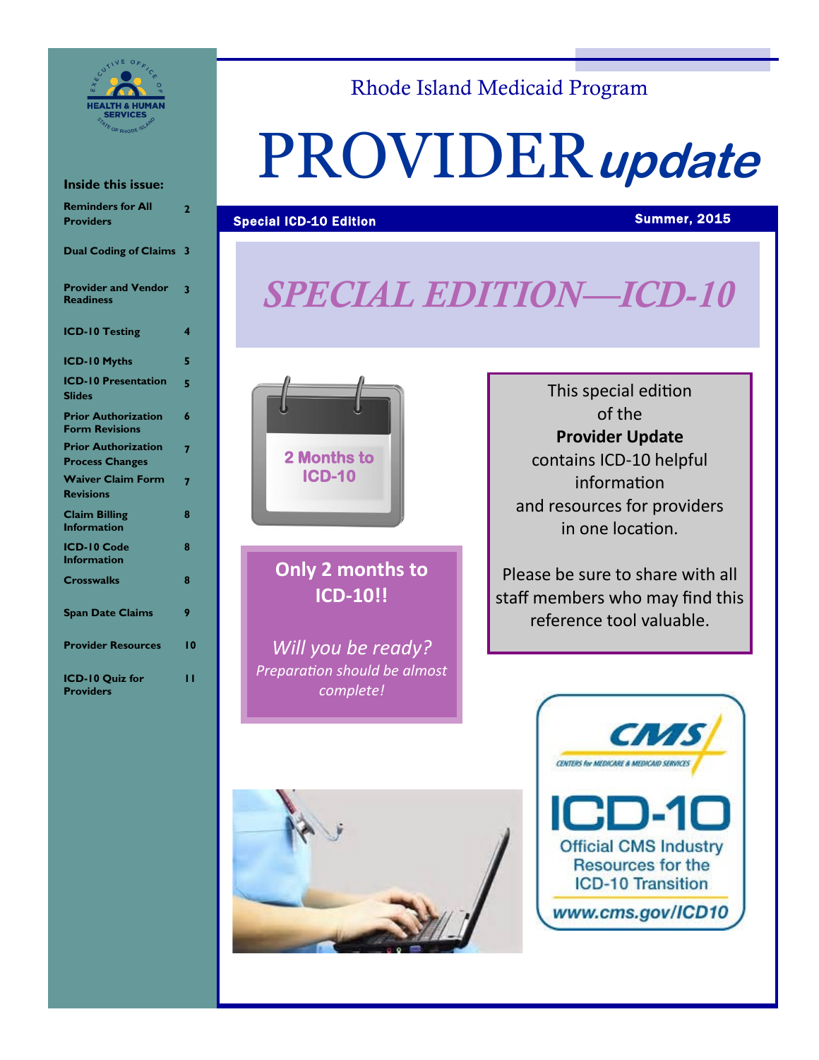Rhode Island Medicaid Program

# PROVIDER *update*

**Special ICD-10 Edition** **Summer, 2015**

## *SPECIAL EDITION—ICD-10*

**Inside this issue:**

| | |
|---|---|
| Reminders for All Providers | 2 |
| Dual Coding of Claims | 3 |
| Provider and Vendor Readiness | 3 |
| ICD-10 Testing | 4 |
| ICD-10 Myths | 5 |
| ICD-10 Presentation Slides | 5 |
| Prior Authorization Form Revisions | 6 |
| Prior Authorization Process Changes | 7 |
| Waiver Claim Form Revisions | 7 |
| Claim Billing Information | 8 |
| ICD-10 Code Information | 8 |
| Crosswalks | 8 |
| Span Date Claims | 9 |
| Provider Resources | 10 |
| ICD-10 Quiz for Providers | 11 |

2 Months to ICD-10

**Only 2 months to ICD-10!!**

*Will you be ready?*

*Preparation should be almost complete!*

This special edition of the **Provider Update** contains ICD-10 helpful information and resources for providers in one location.

Please be sure to share with all staff members who may find this reference tool valuable.

CMS — CENTERS for MEDICARE & MEDICAID SERVICES

ICD-10

Official CMS Industry Resources for the ICD-10 Transition

www.cms.gov/ICD10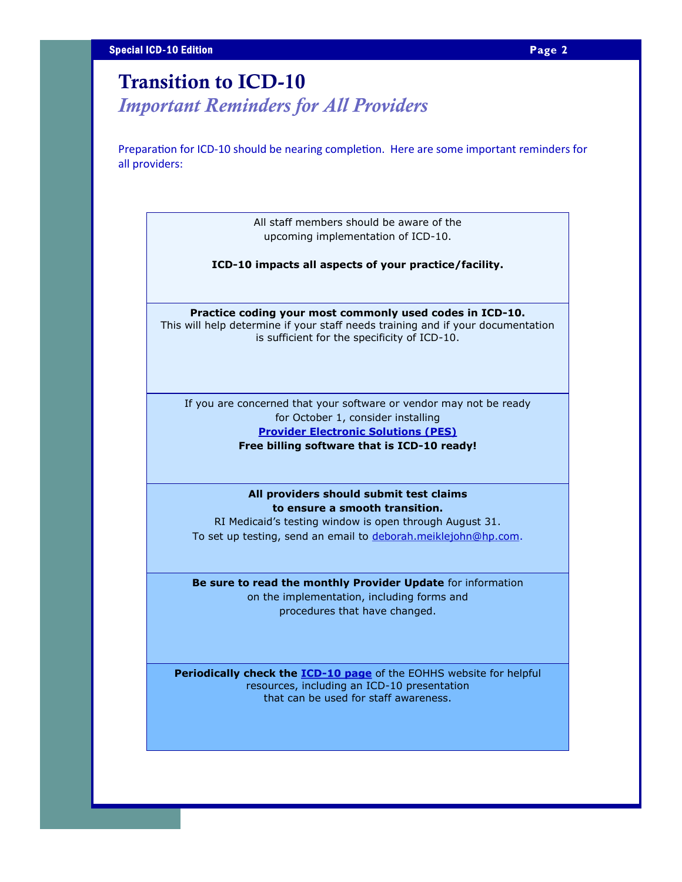# Transition to ICD-10

## *Important Reminders for All Providers*

Preparation for ICD-10 should be nearing completion. Here are some important reminders for all providers:

All staff members should be aware of the upcoming implementation of ICD-10.

**ICD-10 impacts all aspects of your practice/facility.**

---

**Practice coding your most commonly used codes in ICD-10.** This will help determine if your staff needs training and if your documentation is sufficient for the specificity of ICD-10.

---

If you are concerned that your software or vendor may not be ready for October 1, consider installing **Provider Electronic Solutions (PES)**

**Free billing software that is ICD-10 ready!**

---

**All providers should submit test claims to ensure a smooth transition.**

RI Medicaid's testing window is open through August 31.

To set up testing, send an email to deborah.meiklejohn@hp.com.

---

**Be sure to read the monthly Provider Update** for information on the implementation, including forms and procedures that have changed.

---

**Periodically check the ICD-10 page** of the EOHHS website for helpful resources, including an ICD-10 presentation that can be used for staff awareness.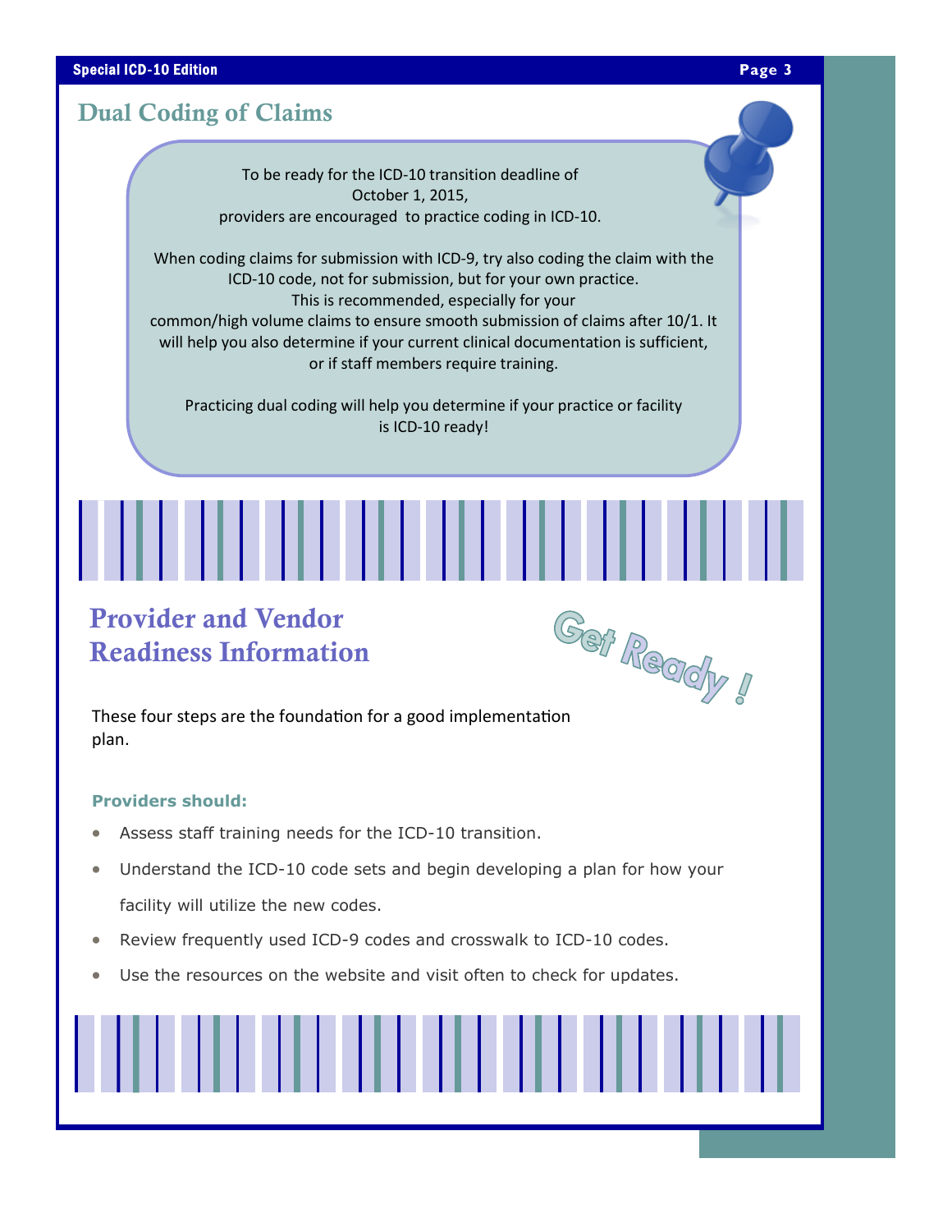## Dual Coding of Claims

To be ready for the ICD-10 transition deadline of October 1, 2015, providers are encouraged to practice coding in ICD-10.

When coding claims for submission with ICD-9, try also coding the claim with the ICD-10 code, not for submission, but for your own practice. This is recommended, especially for your common/high volume claims to ensure smooth submission of claims after 10/1. It will help you also determine if your current clinical documentation is sufficient, or if staff members require training.

Practicing dual coding will help you determine if your practice or facility is ICD-10 ready!

## Provider and Vendor Readiness Information

Get Ready !

These four steps are the foundation for a good implementation plan.

**Providers should:**

- Assess staff training needs for the ICD-10 transition.
- Understand the ICD-10 code sets and begin developing a plan for how your facility will utilize the new codes.
- Review frequently used ICD-9 codes and crosswalk to ICD-10 codes.
- Use the resources on the website and visit often to check for updates.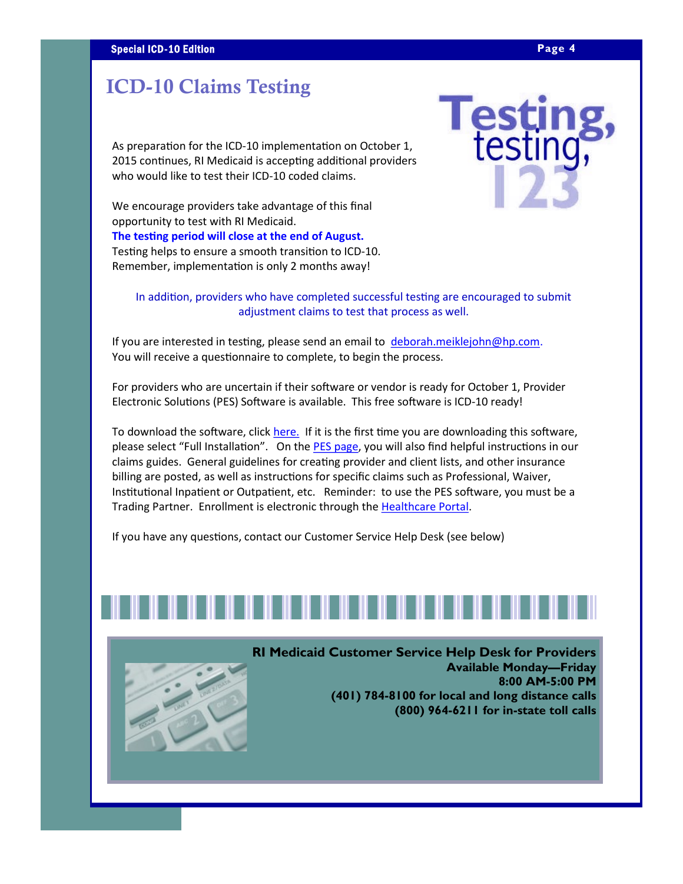# ICD-10 Claims Testing

As preparation for the ICD-10 implementation on October 1, 2015 continues, RI Medicaid is accepting additional providers who would like to test their ICD-10 coded claims.

We encourage providers take advantage of this final opportunity to test with RI Medicaid.
**The testing period will close at the end of August.**
Testing helps to ensure a smooth transition to ICD-10. Remember, implementation is only 2 months away!

In addition, providers who have completed successful testing are encouraged to submit adjustment claims to test that process as well.

If you are interested in testing, please send an email to deborah.meiklejohn@hp.com. You will receive a questionnaire to complete, to begin the process.

For providers who are uncertain if their software or vendor is ready for October 1, Provider Electronic Solutions (PES) Software is available. This free software is ICD-10 ready!

To download the software, click here. If it is the first time you are downloading this software, please select "Full Installation". On the PES page, you will also find helpful instructions in our claims guides. General guidelines for creating provider and client lists, and other insurance billing are posted, as well as instructions for specific claims such as Professional, Waiver, Institutional Inpatient or Outpatient, etc. Reminder: to use the PES software, you must be a Trading Partner. Enrollment is electronic through the Healthcare Portal.

If you have any questions, contact our Customer Service Help Desk (see below)

**RI Medicaid Customer Service Help Desk for Providers**
**Available Monday—Friday**
**8:00 AM-5:00 PM**
**(401) 784-8100 for local and long distance calls**
**(800) 964-6211 for in-state toll calls**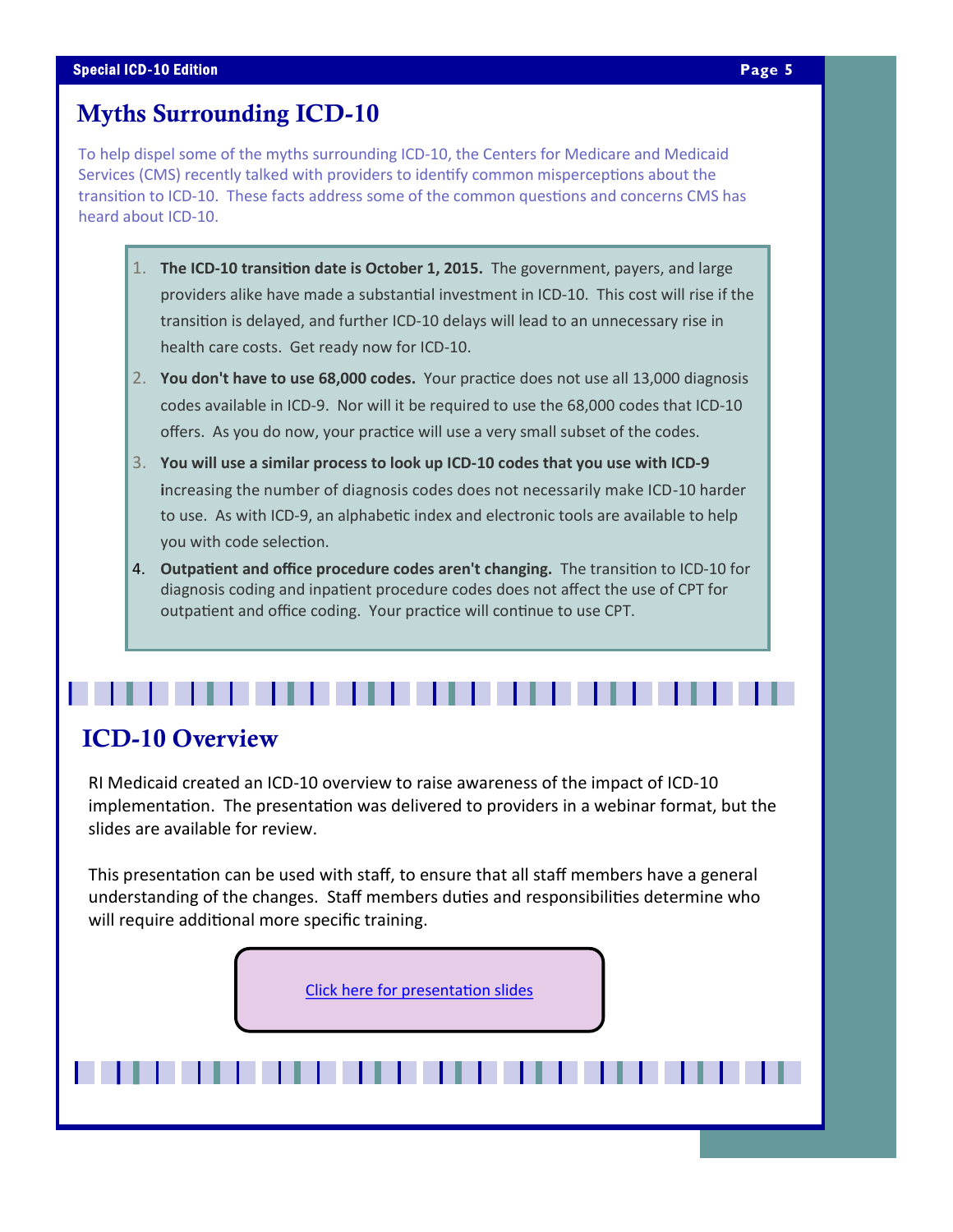## Myths Surrounding ICD-10

To help dispel some of the myths surrounding ICD-10, the Centers for Medicare and Medicaid Services (CMS) recently talked with providers to identify common misperceptions about the transition to ICD-10. These facts address some of the common questions and concerns CMS has heard about ICD-10.

1. **The ICD-10 transition date is October 1, 2015.** The government, payers, and large providers alike have made a substantial investment in ICD-10. This cost will rise if the transition is delayed, and further ICD-10 delays will lead to an unnecessary rise in health care costs. Get ready now for ICD-10.
2. **You don't have to use 68,000 codes.** Your practice does not use all 13,000 diagnosis codes available in ICD-9. Nor will it be required to use the 68,000 codes that ICD-10 offers. As you do now, your practice will use a very small subset of the codes.
3. **You will use a similar process to look up ICD-10 codes that you use with ICD-9 i**ncreasing the number of diagnosis codes does not necessarily make ICD-10 harder to use. As with ICD-9, an alphabetic index and electronic tools are available to help you with code selection.
4. **Outpatient and office procedure codes aren't changing.** The transition to ICD-10 for diagnosis coding and inpatient procedure codes does not affect the use of CPT for outpatient and office coding. Your practice will continue to use CPT.

## ICD-10 Overview

RI Medicaid created an ICD-10 overview to raise awareness of the impact of ICD-10 implementation. The presentation was delivered to providers in a webinar format, but the slides are available for review.

This presentation can be used with staff, to ensure that all staff members have a general understanding of the changes. Staff members duties and responsibilities determine who will require additional more specific training.

Click here for presentation slides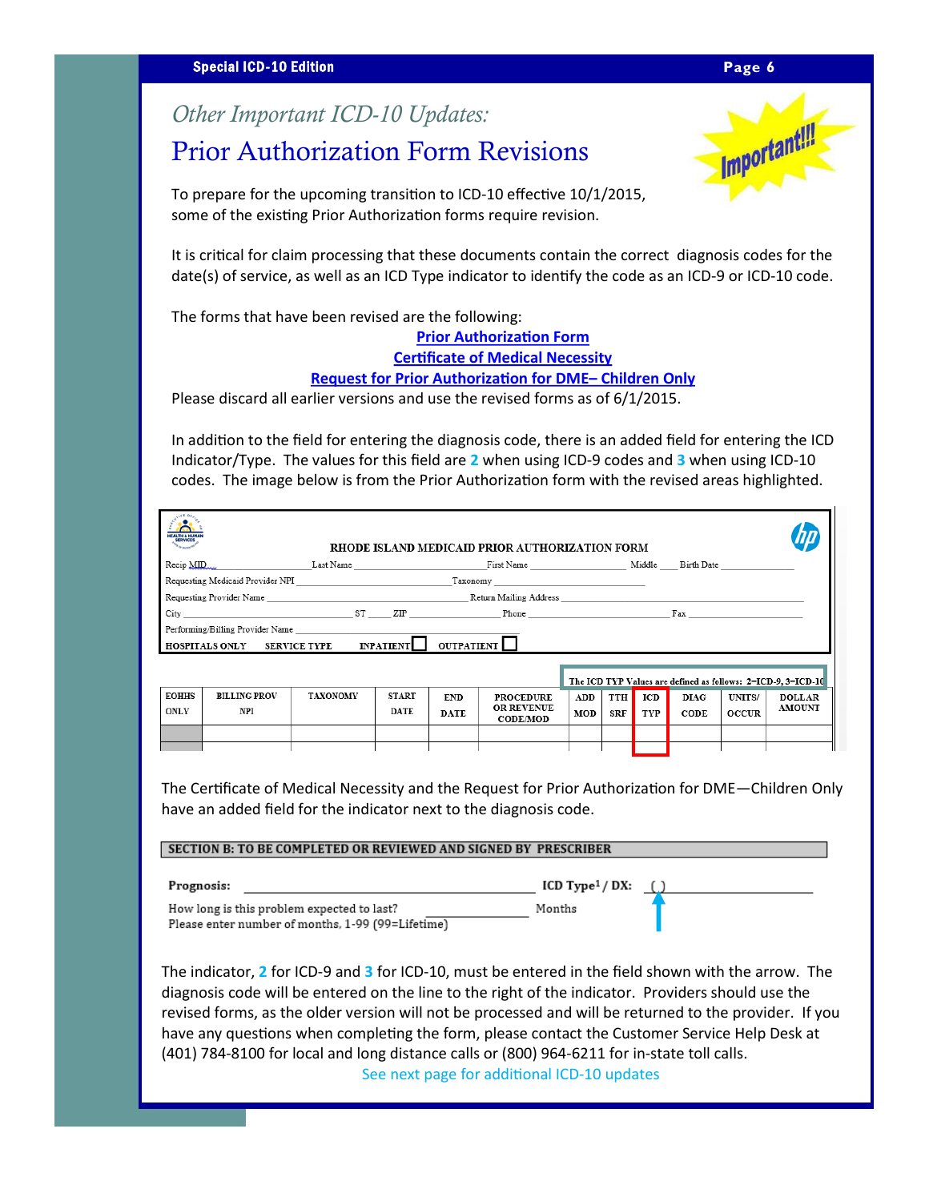## *Other Important ICD-10 Updates:*

# Prior Authorization Form Revisions

Important!!!

To prepare for the upcoming transition to ICD-10 effective 10/1/2015, some of the existing Prior Authorization forms require revision.

It is critical for claim processing that these documents contain the correct diagnosis codes for the date(s) of service, as well as an ICD Type indicator to identify the code as an ICD-9 or ICD-10 code.

The forms that have been revised are the following:

**Prior Authorization Form**

**Certificate of Medical Necessity**

**Request for Prior Authorization for DME– Children Only**

Please discard all earlier versions and use the revised forms as of 6/1/2015.

In addition to the field for entering the diagnosis code, there is an added field for entering the ICD Indicator/Type. The values for this field are **2** when using ICD-9 codes and **3** when using ICD-10 codes. The image below is from the Prior Authorization form with the revised areas highlighted.

**RHODE ISLAND MEDICAID PRIOR AUTHORIZATION FORM**

Recip MID ____ Last Name ____ First Name ____ Middle ____ Birth Date ____

Requesting Medicaid Provider NPI ____ Taxonomy ____

Requesting Provider Name ____ Return Mailing Address ____

City ____ ST ____ ZIP ____ Phone ____ Fax ____

Performing/Billing Provider Name ____

HOSPITALS ONLY SERVICE TYPE INPATIENT ☐ OUTPATIENT ☐

The ICD TYP Values are defined as follows: 2=ICD-9, 3=ICD-10

| EOHHS ONLY | BILLING PROV NPI | TAXONOMY | START DATE | END DATE | PROCEDURE OR REVENUE CODE/MOD | ADD MOD | TTH SRF | ICD TYP | DIAG CODE | UNITS/ OCCUR | DOLLAR AMOUNT |
|---|---|---|---|---|---|---|---|---|---|---|---|
| | | | | | | | | | | | |

The Certificate of Medical Necessity and the Request for Prior Authorization for DME—Children Only have an added field for the indicator next to the diagnosis code.

**SECTION B: TO BE COMPLETED OR REVIEWED AND SIGNED BY PRESCRIBER**

**Prognosis:** ____ **ICD Type[1] / DX:** ( ) ____

How long is this problem expected to last? ____ Months
Please enter number of months, 1-99 (99=Lifetime)

The indicator, **2** for ICD-9 and **3** for ICD-10, must be entered in the field shown with the arrow. The diagnosis code will be entered on the line to the right of the indicator. Providers should use the revised forms, as the older version will not be processed and will be returned to the provider. If you have any questions when completing the form, please contact the Customer Service Help Desk at (401) 784-8100 for local and long distance calls or (800) 964-6211 for in-state toll calls.

See next page for additional ICD-10 updates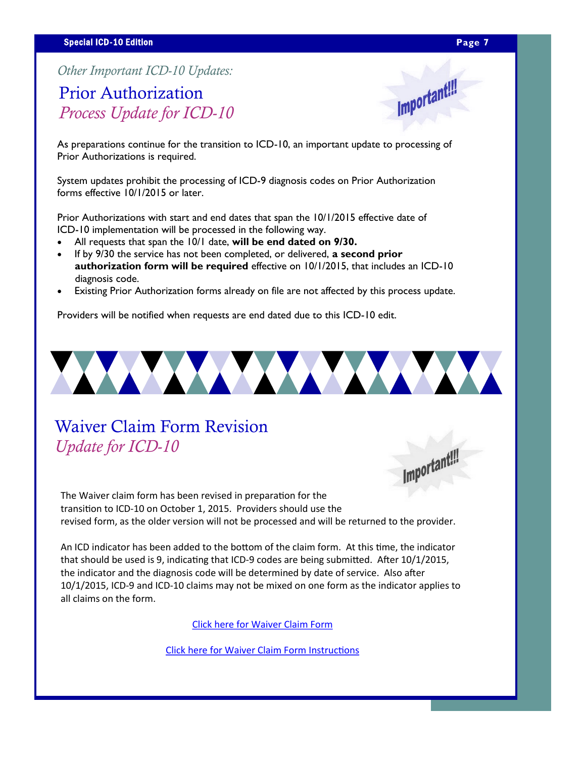*Other Important ICD-10 Updates:*

## Prior Authorization
## *Process Update for ICD-10*

Important!!!

As preparations continue for the transition to ICD-10, an important update to processing of Prior Authorizations is required.

System updates prohibit the processing of ICD-9 diagnosis codes on Prior Authorization forms effective 10/1/2015 or later.

Prior Authorizations with start and end dates that span the 10/1/2015 effective date of ICD-10 implementation will be processed in the following way.

- All requests that span the 10/1 date, **will be end dated on 9/30.**
- If by 9/30 the service has not been completed, or delivered, **a second prior authorization form will be required** effective on 10/1/2015, that includes an ICD-10 diagnosis code.
- Existing Prior Authorization forms already on file are not affected by this process update.

Providers will be notified when requests are end dated due to this ICD-10 edit.

## Waiver Claim Form Revision
## *Update for ICD-10*

Important!!!

The Waiver claim form has been revised in preparation for the transition to ICD-10 on October 1, 2015. Providers should use the revised form, as the older version will not be processed and will be returned to the provider.

An ICD indicator has been added to the bottom of the claim form. At this time, the indicator that should be used is 9, indicating that ICD-9 codes are being submitted. After 10/1/2015, the indicator and the diagnosis code will be determined by date of service. Also after 10/1/2015, ICD-9 and ICD-10 claims may not be mixed on one form as the indicator applies to all claims on the form.

Click here for Waiver Claim Form

Click here for Waiver Claim Form Instructions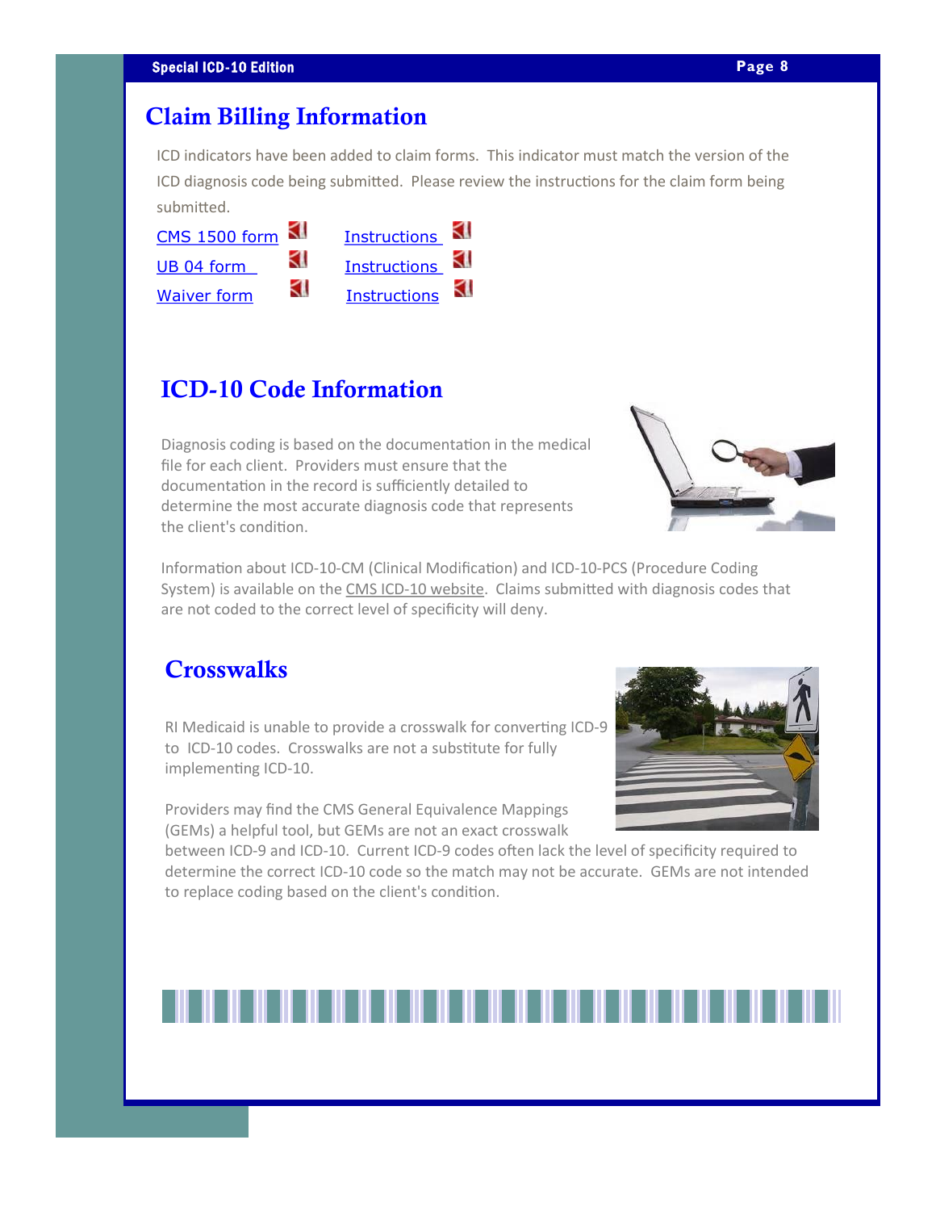## Claim Billing Information

ICD indicators have been added to claim forms. This indicator must match the version of the ICD diagnosis code being submitted. Please review the instructions for the claim form being submitted.

| | |
|---|---|
| CMS 1500 form | Instructions |
| UB 04 form | Instructions |
| Waiver form | Instructions |

## ICD-10 Code Information

Diagnosis coding is based on the documentation in the medical file for each client. Providers must ensure that the documentation in the record is sufficiently detailed to determine the most accurate diagnosis code that represents the client's condition.

Information about ICD-10-CM (Clinical Modification) and ICD-10-PCS (Procedure Coding System) is available on the CMS ICD-10 website. Claims submitted with diagnosis codes that are not coded to the correct level of specificity will deny.

## Crosswalks

RI Medicaid is unable to provide a crosswalk for converting ICD-9 to ICD-10 codes. Crosswalks are not a substitute for fully implementing ICD-10.

Providers may find the CMS General Equivalence Mappings (GEMs) a helpful tool, but GEMs are not an exact crosswalk between ICD-9 and ICD-10. Current ICD-9 codes often lack the level of specificity required to determine the correct ICD-10 code so the match may not be accurate. GEMs are not intended to replace coding based on the client's condition.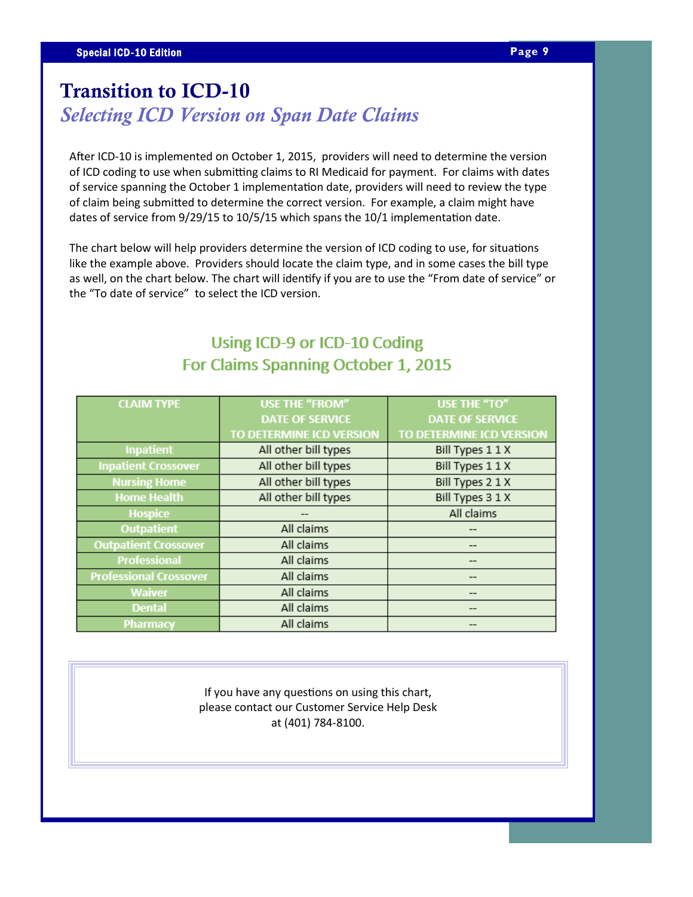# Transition to ICD-10

## *Selecting ICD Version on Span Date Claims*

After ICD-10 is implemented on October 1, 2015, providers will need to determine the version of ICD coding to use when submitting claims to RI Medicaid for payment. For claims with dates of service spanning the October 1 implementation date, providers will need to review the type of claim being submitted to determine the correct version. For example, a claim might have dates of service from 9/29/15 to 10/5/15 which spans the 10/1 implementation date.

The chart below will help providers determine the version of ICD coding to use, for situations like the example above. Providers should locate the claim type, and in some cases the bill type as well, on the chart below. The chart will identify if you are to use the "From date of service" or the "To date of service" to select the ICD version.

### Using ICD-9 or ICD-10 Coding For Claims Spanning October 1, 2015

| CLAIM TYPE | USE THE "FROM" DATE OF SERVICE TO DETERMINE ICD VERSION | USE THE "TO" DATE OF SERVICE TO DETERMINE ICD VERSION |
|---|---|---|
| Inpatient | All other bill types | Bill Types 1 1 X |
| Inpatient Crossover | All other bill types | Bill Types 1 1 X |
| Nursing Home | All other bill types | Bill Types 2 1 X |
| Home Health | All other bill types | Bill Types 3 1 X |
| Hospice | -- | All claims |
| Outpatient | All claims | -- |
| Outpatient Crossover | All claims | -- |
| Professional | All claims | -- |
| Professional Crossover | All claims | -- |
| Waiver | All claims | -- |
| Dental | All claims | -- |
| Pharmacy | All claims | -- |

If you have any questions on using this chart, please contact our Customer Service Help Desk at (401) 784-8100.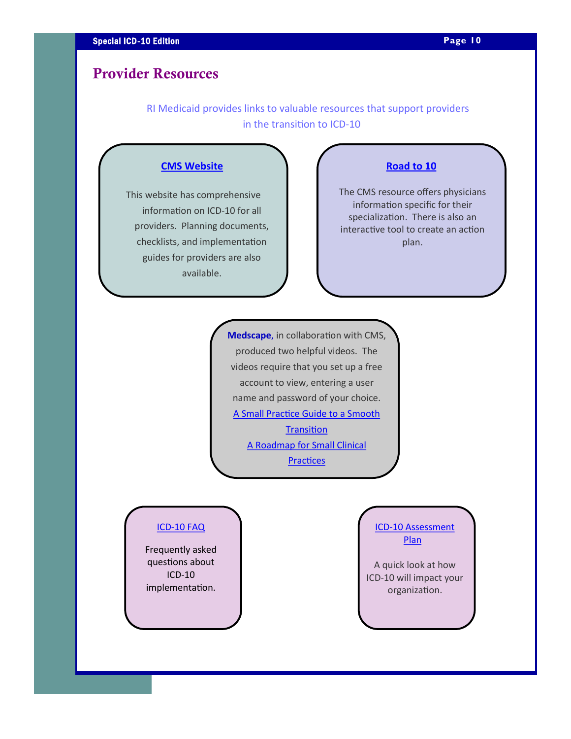## Provider Resources

RI Medicaid provides links to valuable resources that support providers in the transition to ICD-10

### CMS Website

This website has comprehensive information on ICD-10 for all providers. Planning documents, checklists, and implementation guides for providers are also available.

### Road to 10

The CMS resource offers physicians information specific for their specialization. There is also an interactive tool to create an action plan.

**Medscape**, in collaboration with CMS, produced two helpful videos. The videos require that you set up a free account to view, entering a user name and password of your choice.

A Small Practice Guide to a Smooth Transition

A Roadmap for Small Clinical Practices

### ICD-10 FAQ

Frequently asked questions about ICD-10 implementation.

### ICD-10 Assessment Plan

A quick look at how ICD-10 will impact your organization.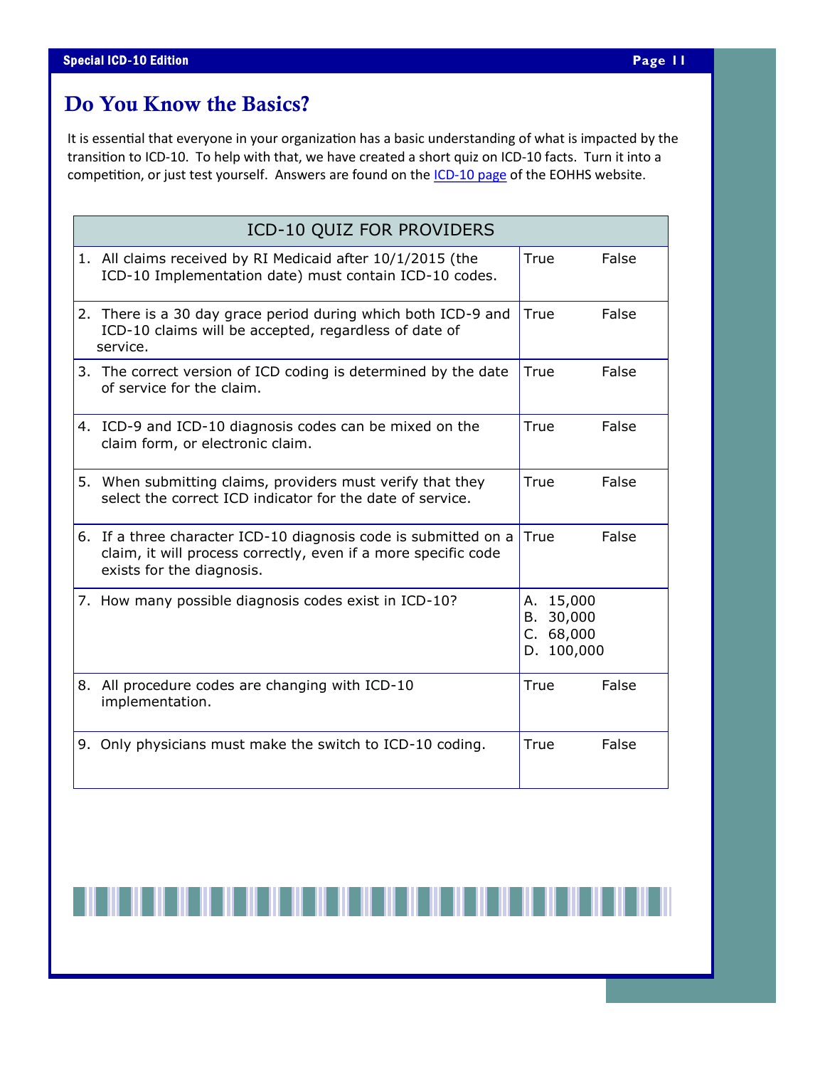# Do You Know the Basics?

It is essential that everyone in your organization has a basic understanding of what is impacted by the transition to ICD-10. To help with that, we have created a short quiz on ICD-10 facts. Turn it into a competition, or just test yourself. Answers are found on the ICD-10 page of the EOHHS website.

| ICD-10 QUIZ FOR PROVIDERS | |
|---|---|
| 1. All claims received by RI Medicaid after 10/1/2015 (the ICD-10 Implementation date) must contain ICD-10 codes. | True False |
| 2. There is a 30 day grace period during which both ICD-9 and ICD-10 claims will be accepted, regardless of date of service. | True False |
| 3. The correct version of ICD coding is determined by the date of service for the claim. | True False |
| 4. ICD-9 and ICD-10 diagnosis codes can be mixed on the claim form, or electronic claim. | True False |
| 5. When submitting claims, providers must verify that they select the correct ICD indicator for the date of service. | True False |
| 6. If a three character ICD-10 diagnosis code is submitted on a claim, it will process correctly, even if a more specific code exists for the diagnosis. | True False |
| 7. How many possible diagnosis codes exist in ICD-10? | A. 15,000<br>B. 30,000<br>C. 68,000<br>D. 100,000 |
| 8. All procedure codes are changing with ICD-10 implementation. | True False |
| 9. Only physicians must make the switch to ICD-10 coding. | True False |